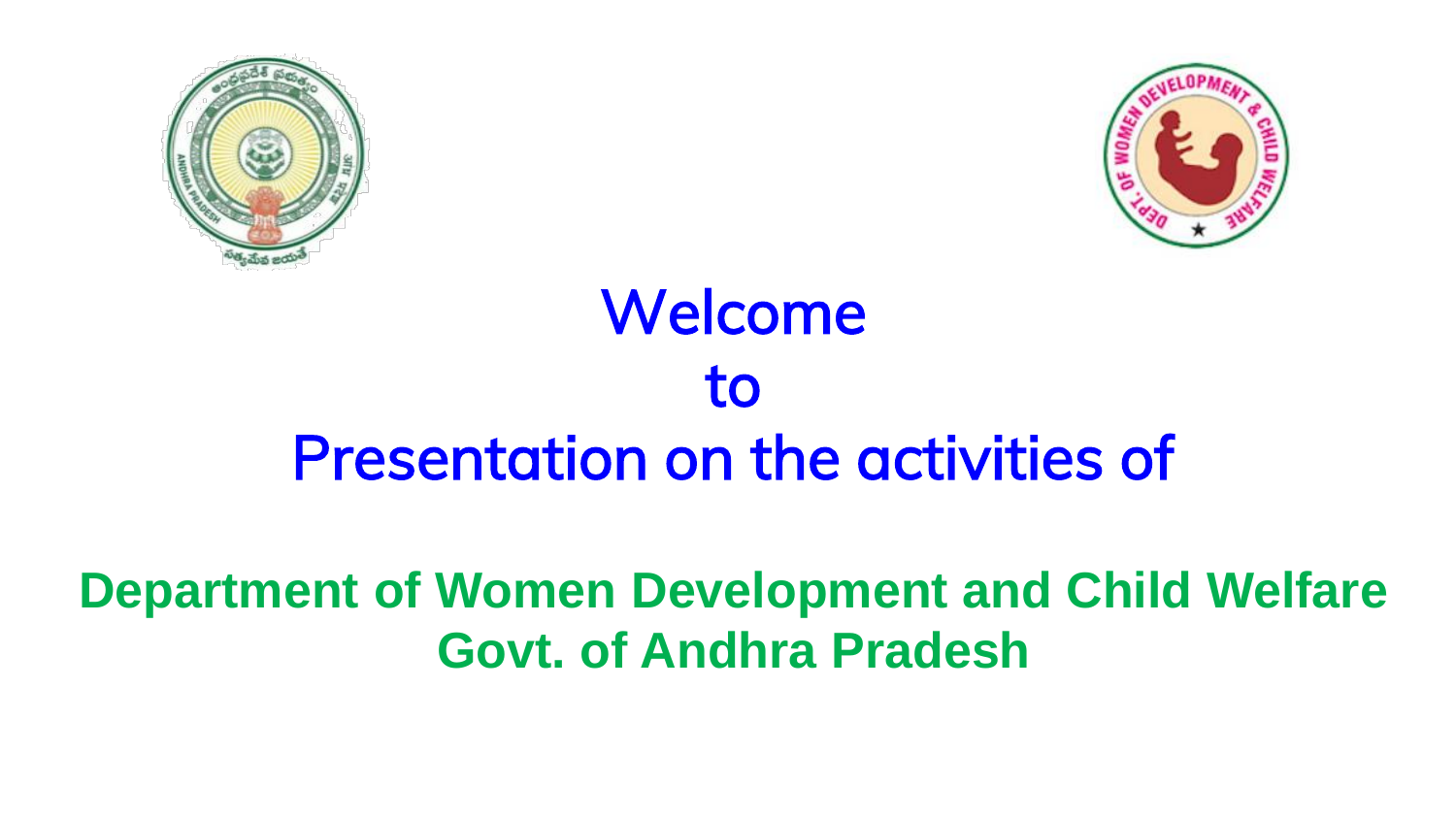# Welcome
# to
# Presentation on the activities of

## Department of Women Development and Child Welfare
## Govt. of Andhra Pradesh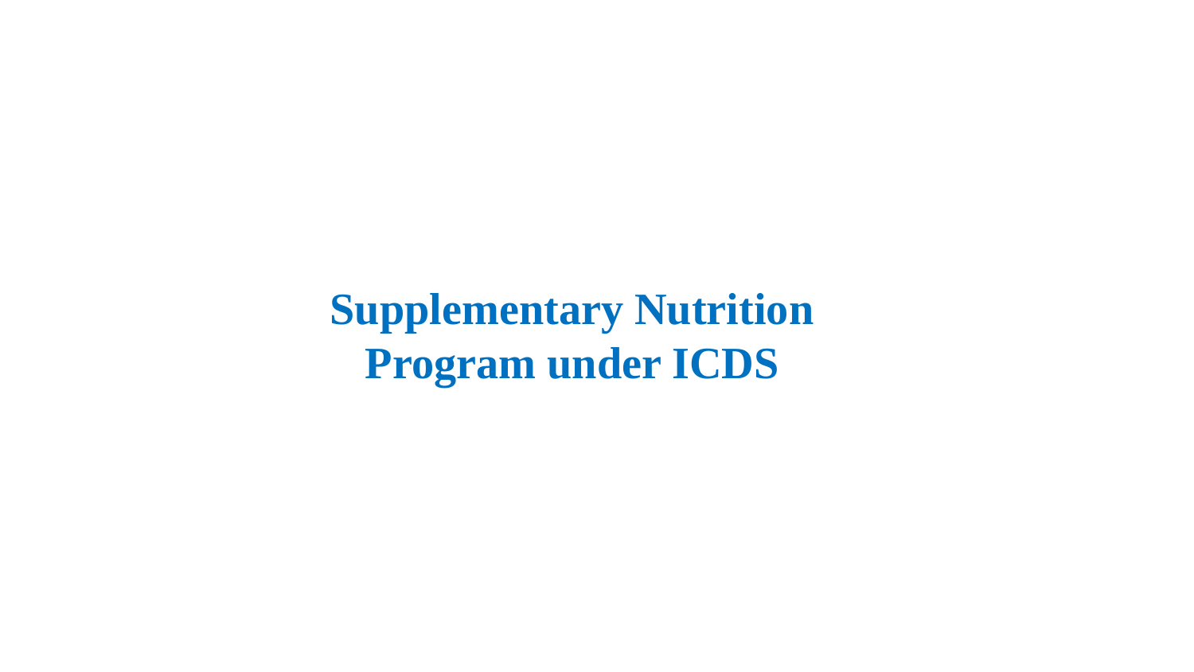# Supplementary Nutrition Program under ICDS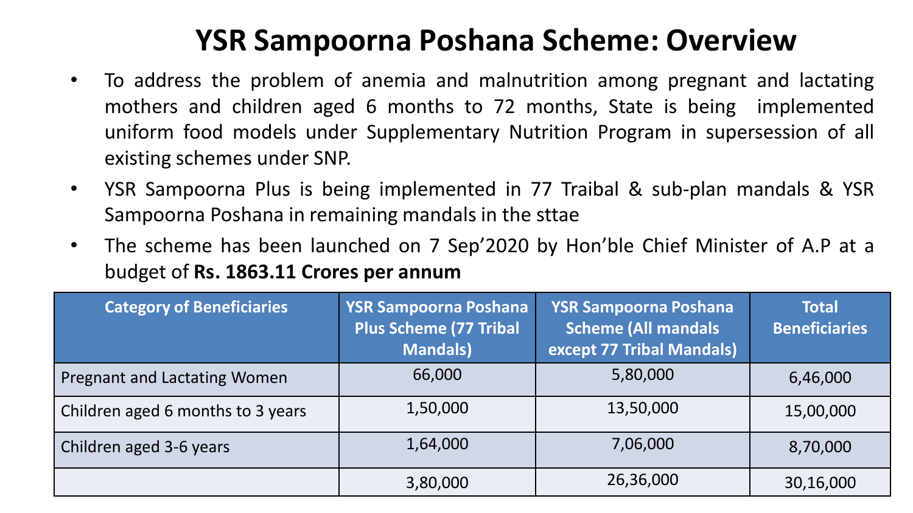# YSR Sampoorna Poshana Scheme: Overview

- To address the problem of anemia and malnutrition among pregnant and lactating mothers and children aged 6 months to 72 months, State is being implemented uniform food models under Supplementary Nutrition Program in supersession of all existing schemes under SNP.
- YSR Sampoorna Plus is being implemented in 77 Traibal & sub-plan mandals & YSR Sampoorna Poshana in remaining mandals in the sttae
- The scheme has been launched on 7 Sep'2020 by Hon'ble Chief Minister of A.P at a budget of **Rs. 1863.11 Crores per annum**

| Category of Beneficiaries | YSR Sampoorna Poshana Plus Scheme (77 Tribal Mandals) | YSR Sampoorna Poshana Scheme (All mandals except 77 Tribal Mandals) | Total Beneficiaries |
|---|---|---|---|
| Pregnant and Lactating Women | 66,000 | 5,80,000 | 6,46,000 |
| Children aged 6 months to 3 years | 1,50,000 | 13,50,000 | 15,00,000 |
| Children aged 3-6 years | 1,64,000 | 7,06,000 | 8,70,000 |
| | 3,80,000 | 26,36,000 | 30,16,000 |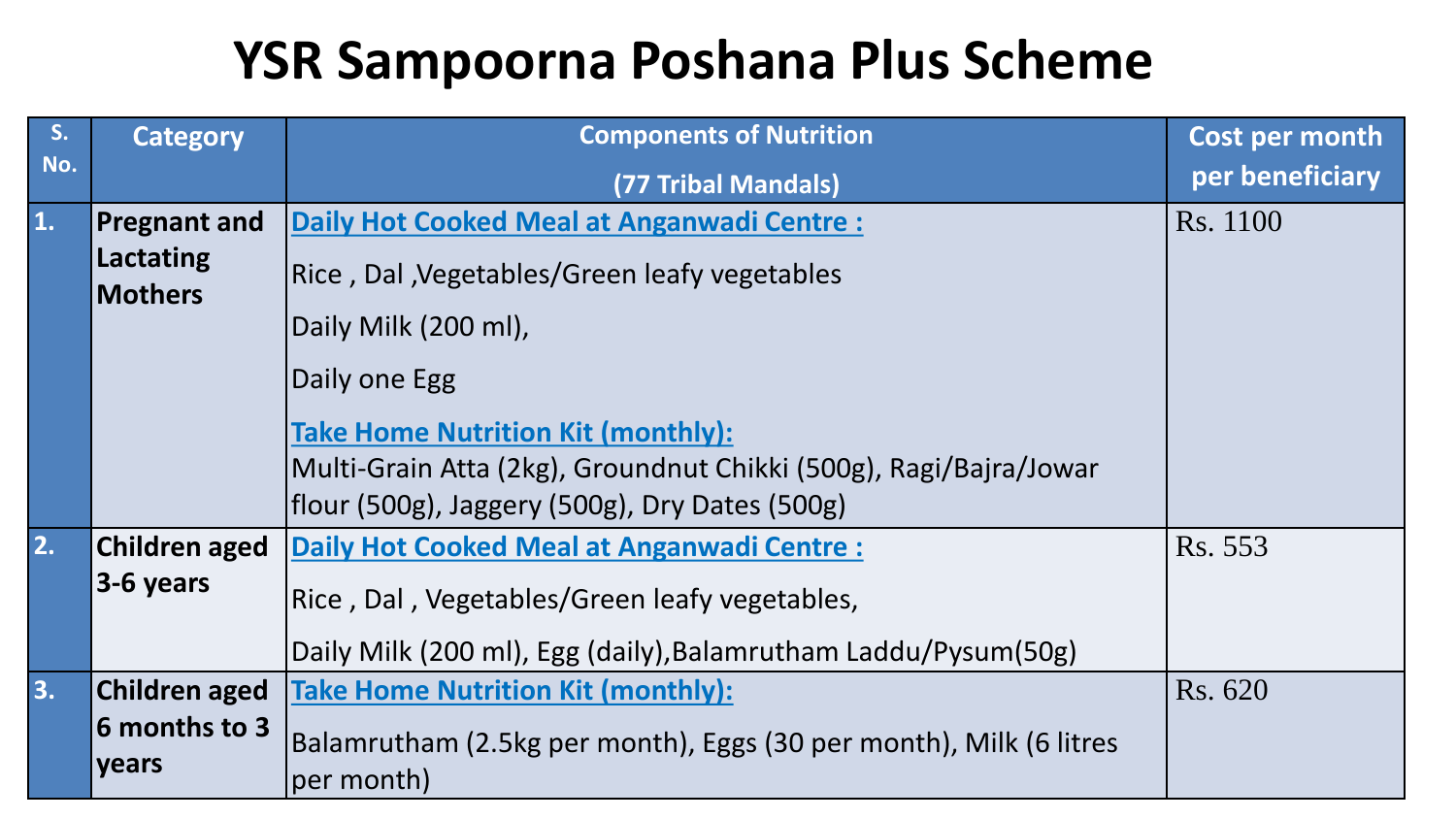# YSR Sampoorna Poshana Plus Scheme

| S. No. | Category | Components of Nutrition (77 Tribal Mandals) | Cost per month per beneficiary |
|---|---|---|---|
| 1. | **Pregnant and Lactating Mothers** | **Daily Hot Cooked Meal at Anganwadi Centre :**<br>Rice , Dal ,Vegetables/Green leafy vegetables<br>Daily Milk (200 ml),<br>Daily one Egg<br>**Take Home Nutrition Kit (monthly):**<br>Multi-Grain Atta (2kg), Groundnut Chikki (500g), Ragi/Bajra/Jowar flour (500g), Jaggery (500g), Dry Dates (500g) | Rs. 1100 |
| 2. | **Children aged 3-6 years** | **Daily Hot Cooked Meal at Anganwadi Centre :**<br>Rice , Dal , Vegetables/Green leafy vegetables,<br>Daily Milk (200 ml), Egg (daily),Balamrutham Laddu/Pysum(50g) | Rs. 553 |
| 3. | **Children aged 6 months to 3 years** | **Take Home Nutrition Kit (monthly):**<br>Balamrutham (2.5kg per month), Eggs (30 per month), Milk (6 litres per month) | Rs. 620 |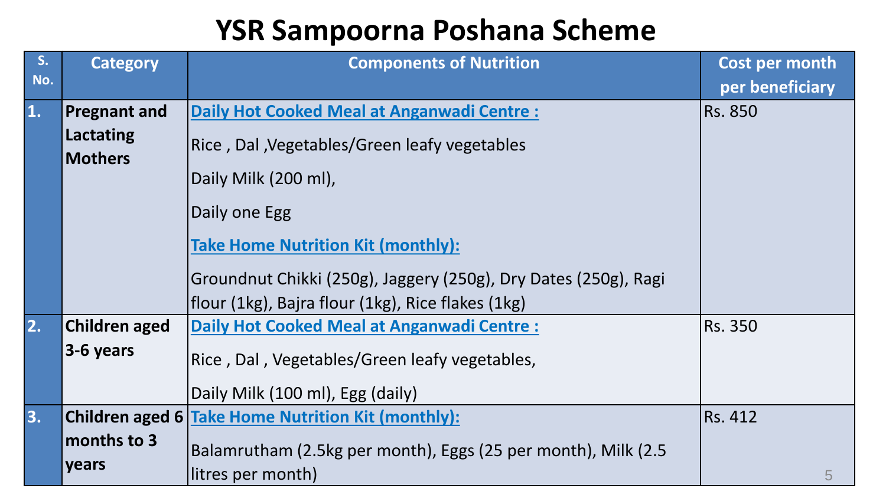# YSR Sampoorna Poshana Scheme

| S. No. | Category | Components of Nutrition | Cost per month per beneficiary |
|---|---|---|---|
| 1. | Pregnant and Lactating Mothers | **Daily Hot Cooked Meal at Anganwadi Centre :**<br>Rice , Dal ,Vegetables/Green leafy vegetables<br>Daily Milk (200 ml),<br>Daily one Egg<br>**Take Home Nutrition Kit (monthly):**<br>Groundnut Chikki (250g), Jaggery (250g), Dry Dates (250g), Ragi flour (1kg), Bajra flour (1kg), Rice flakes (1kg) | Rs. 850 |
| 2. | Children aged 3-6 years | **Daily Hot Cooked Meal at Anganwadi Centre :**<br>Rice , Dal , Vegetables/Green leafy vegetables,<br>Daily Milk (100 ml), Egg (daily) | Rs. 350 |
| 3. | Children aged 6 months to 3 years | **Take Home Nutrition Kit (monthly):**<br>Balamrutham (2.5kg per month), Eggs (25 per month), Milk (2.5 litres per month) | Rs. 412 |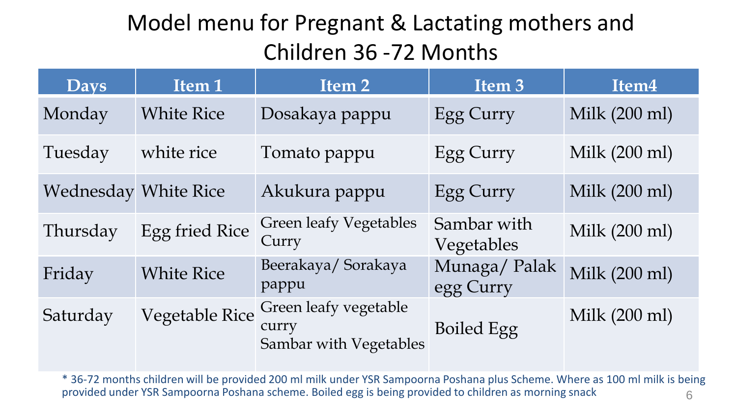# Model menu for Pregnant & Lactating mothers and Children 36 -72 Months

| Days | Item 1 | Item 2 | Item 3 | Item4 |
|---|---|---|---|---|
| Monday | White Rice | Dosakaya pappu | Egg Curry | Milk (200 ml) |
| Tuesday | white rice | Tomato pappu | Egg Curry | Milk (200 ml) |
| Wednesday | White Rice | Akukura pappu | Egg Curry | Milk (200 ml) |
| Thursday | Egg fried Rice | Green leafy Vegetables Curry | Sambar with Vegetables | Milk (200 ml) |
| Friday | White Rice | Beerakaya/ Sorakaya pappu | Munaga/ Palak egg Curry | Milk (200 ml) |
| Saturday | Vegetable Rice | Green leafy vegetable curry<br>Sambar with Vegetables | Boiled Egg | Milk (200 ml) |

* 36-72 months children will be provided 200 ml milk under YSR Sampoorna Poshana plus Scheme. Where as 100 ml milk is being provided under YSR Sampoorna Poshana scheme. Boiled egg is being provided to children as morning snack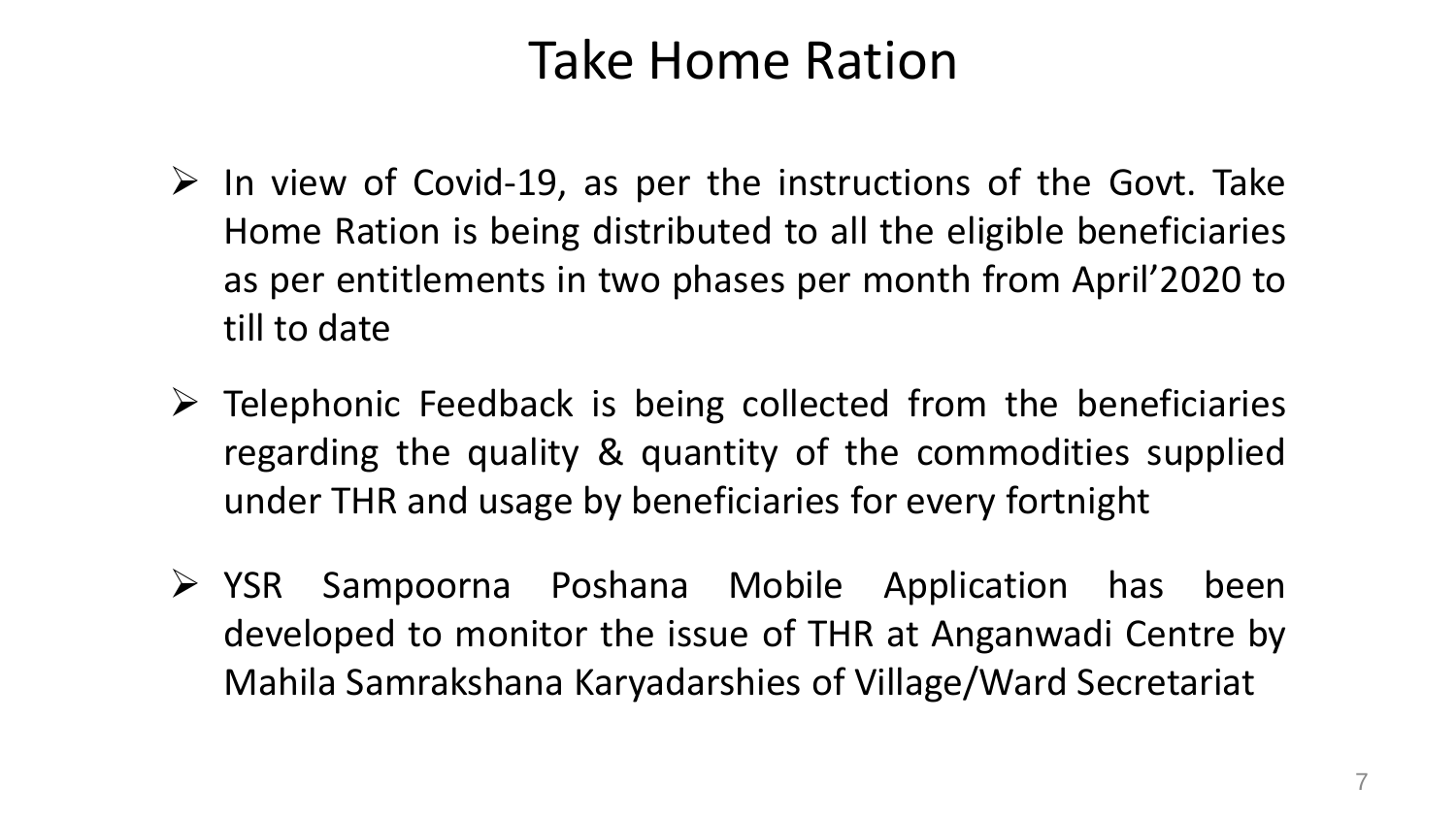# Take Home Ration

- In view of Covid-19, as per the instructions of the Govt. Take Home Ration is being distributed to all the eligible beneficiaries as per entitlements in two phases per month from April'2020 to till to date
- Telephonic Feedback is being collected from the beneficiaries regarding the quality & quantity of the commodities supplied under THR and usage by beneficiaries for every fortnight
- YSR Sampoorna Poshana Mobile Application has been developed to monitor the issue of THR at Anganwadi Centre by Mahila Samrakshana Karyadarshies of Village/Ward Secretariat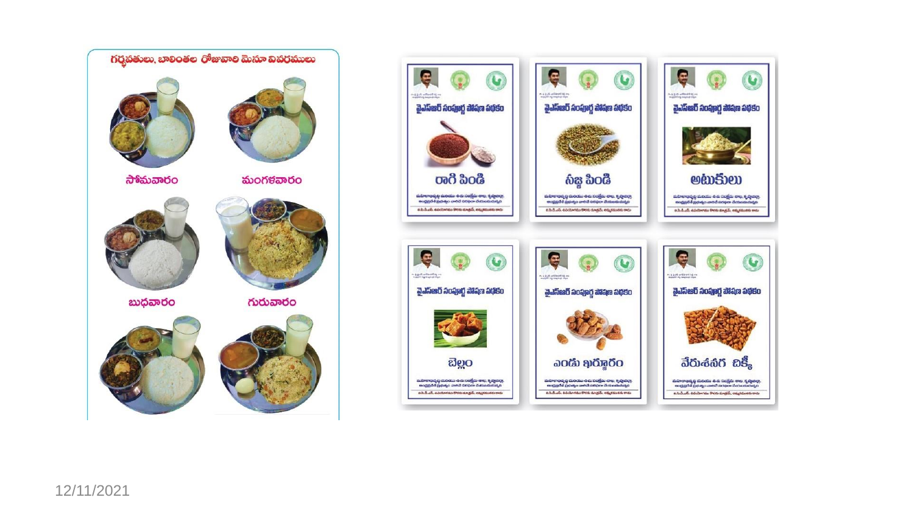గర్భవతులు, బాలింతల రోజువారి మెనూ వివరములు

సోమవారం

మంగళవారం

బుధవారం

గురువారం

వైఎస్ఆర్ సంపూర్ణ పోషణ పథకం

రాగి పిండి

వైఎస్ఆర్ సంపూర్ణ పోషణ పథకం

సజ్జ పిండి

వైఎస్ఆర్ సంపూర్ణ పోషణ పథకం

అటుకులు

వైఎస్ఆర్ సంపూర్ణ పోషణ పథకం

బెల్లం

వైఎస్ఆర్ సంపూర్ణ పోషణ పథకం

ఎండు ఖర్జూరం

వైఎస్ఆర్ సంపూర్ణ పోషణ పథకం

వేరుశనగ చిక్కీ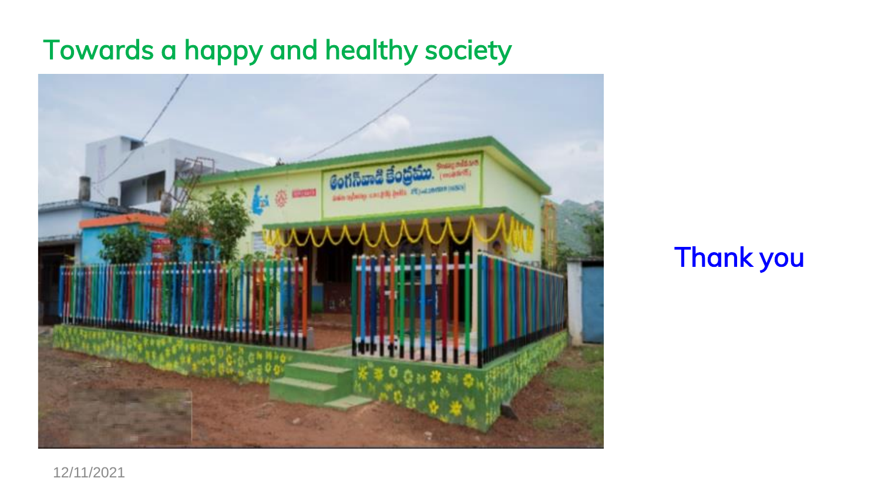# Towards a happy and healthy society

Thank you

12/11/2021